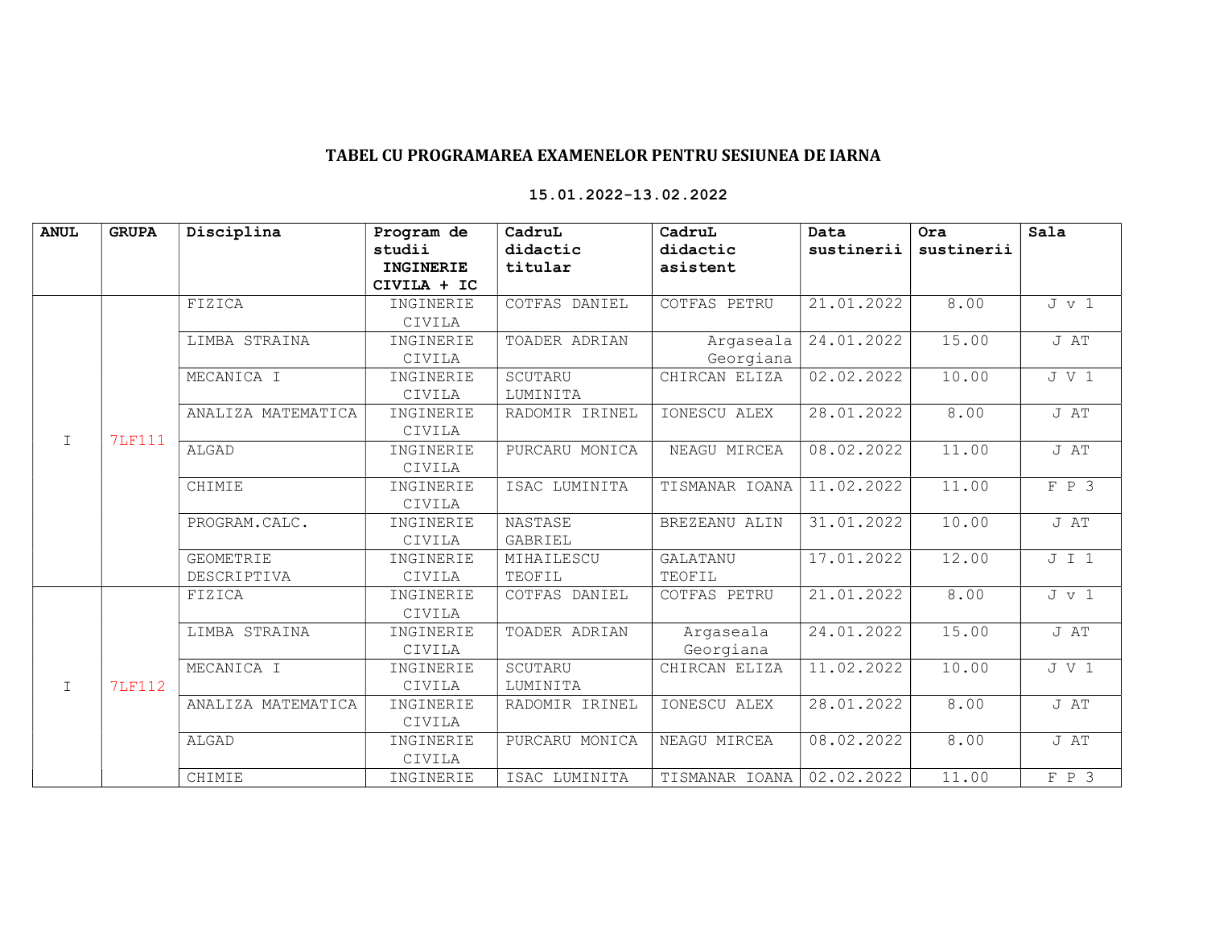# TABEL CU PROGRAMAREA EXAMENELOR PENTRU SESIUNEA DE IARNA

## 15.01.2022-13.02.2022

| ANUL | GRUPA | Disciplina | Program de studii INGINERIE CIVILA + IC | CadruL didactic titular | CadruL didactic asistent | Data sustinerii | Ora sustinerii | Sala |
|---|---|---|---|---|---|---|---|---|
| I | 7LF111 | FIZICA | INGINERIE CIVILA | COTFAS DANIEL | COTFAS PETRU | 21.01.2022 | 8.00 | J v 1 |
| | | LIMBA STRAINA | INGINERIE CIVILA | TOADER ADRIAN | Argaseala Georgiana | 24.01.2022 | 15.00 | J AT |
| | | MECANICA I | INGINERIE CIVILA | SCUTARU LUMINITA | CHIRCAN ELIZA | 02.02.2022 | 10.00 | J V 1 |
| | | ANALIZA MATEMATICA | INGINERIE CIVILA | RADOMIR IRINEL | IONESCU ALEX | 28.01.2022 | 8.00 | J AT |
| | | ALGAD | INGINERIE CIVILA | PURCARU MONICA | NEAGU MIRCEA | 08.02.2022 | 11.00 | J AT |
| | | CHIMIE | INGINERIE CIVILA | ISAC LUMINITA | TISMANAR IOANA | 11.02.2022 | 11.00 | F P 3 |
| | | PROGRAM.CALC. | INGINERIE CIVILA | NASTASE GABRIEL | BREZEANU ALIN | 31.01.2022 | 10.00 | J AT |
| | | GEOMETRIE DESCRIPTIVA | INGINERIE CIVILA | MIHAILESCU TEOFIL | GALATANU TEOFIL | 17.01.2022 | 12.00 | J I 1 |
| I | 7LF112 | FIZICA | INGINERIE CIVILA | COTFAS DANIEL | COTFAS PETRU | 21.01.2022 | 8.00 | J v 1 |
| | | LIMBA STRAINA | INGINERIE CIVILA | TOADER ADRIAN | Argaseala Georgiana | 24.01.2022 | 15.00 | J AT |
| | | MECANICA I | INGINERIE CIVILA | SCUTARU LUMINITA | CHIRCAN ELIZA | 11.02.2022 | 10.00 | J V 1 |
| | | ANALIZA MATEMATICA | INGINERIE CIVILA | RADOMIR IRINEL | IONESCU ALEX | 28.01.2022 | 8.00 | J AT |
| | | ALGAD | INGINERIE CIVILA | PURCARU MONICA | NEAGU MIRCEA | 08.02.2022 | 8.00 | J AT |
| | | CHIMIE | INGINERIE | ISAC LUMINITA | TISMANAR IOANA | 02.02.2022 | 11.00 | F P 3 |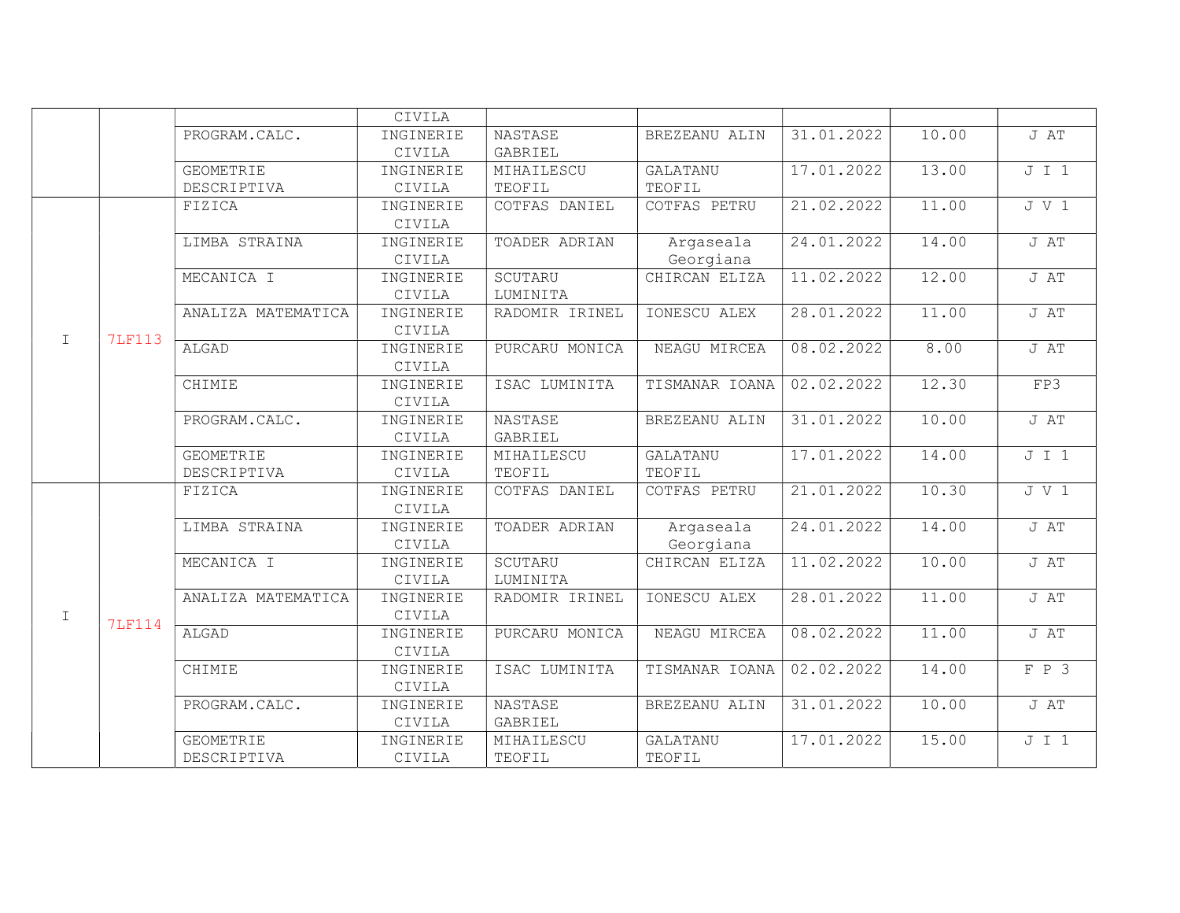|  |  |  | CIVILA |  |  |  |  |  |
|---|---|---|---|---|---|---|---|---|
|  |  | PROGRAM.CALC. | INGINERIE CIVILA | NASTASE GABRIEL | BREZEANU ALIN | 31.01.2022 | 10.00 | J AT |
|  |  | GEOMETRIE DESCRIPTIVA | INGINERIE CIVILA | MIHAILESCU TEOFIL | GALATANU TEOFIL | 17.01.2022 | 13.00 | J I 1 |
| I | 7LF113 | FIZICA | INGINERIE CIVILA | COTFAS DANIEL | COTFAS PETRU | 21.02.2022 | 11.00 | J V 1 |
|  |  | LIMBA STRAINA | INGINERIE CIVILA | TOADER ADRIAN | Argaseala Georgiana | 24.01.2022 | 14.00 | J AT |
|  |  | MECANICA I | INGINERIE CIVILA | SCUTARU LUMINITA | CHIRCAN ELIZA | 11.02.2022 | 12.00 | J AT |
|  |  | ANALIZA MATEMATICA | INGINERIE CIVILA | RADOMIR IRINEL | IONESCU ALEX | 28.01.2022 | 11.00 | J AT |
|  |  | ALGAD | INGINERIE CIVILA | PURCARU MONICA | NEAGU MIRCEA | 08.02.2022 | 8.00 | J AT |
|  |  | CHIMIE | INGINERIE CIVILA | ISAC LUMINITA | TISMANAR IOANA | 02.02.2022 | 12.30 | FP3 |
|  |  | PROGRAM.CALC. | INGINERIE CIVILA | NASTASE GABRIEL | BREZEANU ALIN | 31.01.2022 | 10.00 | J AT |
|  |  | GEOMETRIE DESCRIPTIVA | INGINERIE CIVILA | MIHAILESCU TEOFIL | GALATANU TEOFIL | 17.01.2022 | 14.00 | J I 1 |
| I | 7LF114 | FIZICA | INGINERIE CIVILA | COTFAS DANIEL | COTFAS PETRU | 21.01.2022 | 10.30 | J V 1 |
|  |  | LIMBA STRAINA | INGINERIE CIVILA | TOADER ADRIAN | Argaseala Georgiana | 24.01.2022 | 14.00 | J AT |
|  |  | MECANICA I | INGINERIE CIVILA | SCUTARU LUMINITA | CHIRCAN ELIZA | 11.02.2022 | 10.00 | J AT |
|  |  | ANALIZA MATEMATICA | INGINERIE CIVILA | RADOMIR IRINEL | IONESCU ALEX | 28.01.2022 | 11.00 | J AT |
|  |  | ALGAD | INGINERIE CIVILA | PURCARU MONICA | NEAGU MIRCEA | 08.02.2022 | 11.00 | J AT |
|  |  | CHIMIE | INGINERIE CIVILA | ISAC LUMINITA | TISMANAR IOANA | 02.02.2022 | 14.00 | F P 3 |
|  |  | PROGRAM.CALC. | INGINERIE CIVILA | NASTASE GABRIEL | BREZEANU ALIN | 31.01.2022 | 10.00 | J AT |
|  |  | GEOMETRIE DESCRIPTIVA | INGINERIE CIVILA | MIHAILESCU TEOFIL | GALATANU TEOFIL | 17.01.2022 | 15.00 | J I 1 |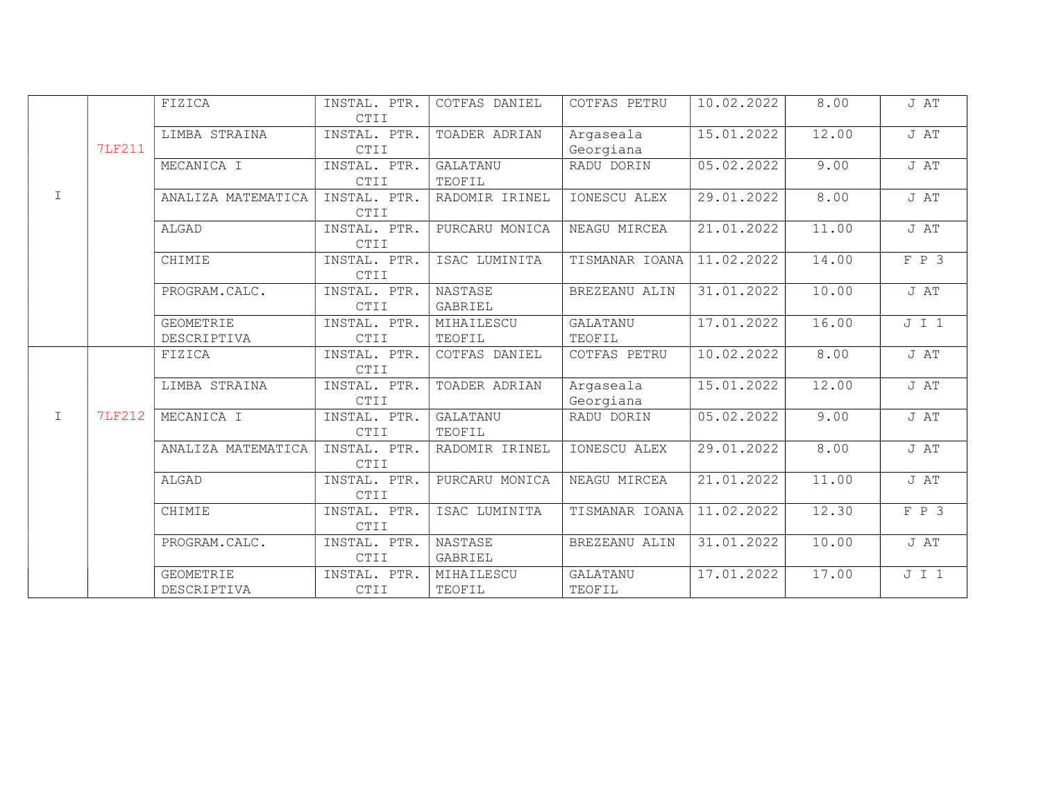| | | | | | | | | |
|---|---|---|---|---|---|---|---|---|
| I | 7LF211 | FIZICA | INSTAL. PTR. CTII | COTFAS DANIEL | COTFAS PETRU | 10.02.2022 | 8.00 | J AT |
| | | LIMBA STRAINA | INSTAL. PTR. CTII | TOADER ADRIAN | Argaseala Georgiana | 15.01.2022 | 12.00 | J AT |
| | | MECANICA I | INSTAL. PTR. CTII | GALATANU TEOFIL | RADU DORIN | 05.02.2022 | 9.00 | J AT |
| | | ANALIZA MATEMATICA | INSTAL. PTR. CTII | RADOMIR IRINEL | IONESCU ALEX | 29.01.2022 | 8.00 | J AT |
| | | ALGAD | INSTAL. PTR. CTII | PURCARU MONICA | NEAGU MIRCEA | 21.01.2022 | 11.00 | J AT |
| | | CHIMIE | INSTAL. PTR. CTII | ISAC LUMINITA | TISMANAR IOANA | 11.02.2022 | 14.00 | F P 3 |
| | | PROGRAM.CALC. | INSTAL. PTR. CTII | NASTASE GABRIEL | BREZEANU ALIN | 31.01.2022 | 10.00 | J AT |
| | | GEOMETRIE DESCRIPTIVA | INSTAL. PTR. CTII | MIHAILESCU TEOFIL | GALATANU TEOFIL | 17.01.2022 | 16.00 | J I 1 |
| I | 7LF212 | FIZICA | INSTAL. PTR. CTII | COTFAS DANIEL | COTFAS PETRU | 10.02.2022 | 8.00 | J AT |
| | | LIMBA STRAINA | INSTAL. PTR. CTII | TOADER ADRIAN | Argaseala Georgiana | 15.01.2022 | 12.00 | J AT |
| | | MECANICA I | INSTAL. PTR. CTII | GALATANU TEOFIL | RADU DORIN | 05.02.2022 | 9.00 | J AT |
| | | ANALIZA MATEMATICA | INSTAL. PTR. CTII | RADOMIR IRINEL | IONESCU ALEX | 29.01.2022 | 8.00 | J AT |
| | | ALGAD | INSTAL. PTR. CTII | PURCARU MONICA | NEAGU MIRCEA | 21.01.2022 | 11.00 | J AT |
| | | CHIMIE | INSTAL. PTR. CTII | ISAC LUMINITA | TISMANAR IOANA | 11.02.2022 | 12.30 | F P 3 |
| | | PROGRAM.CALC. | INSTAL. PTR. CTII | NASTASE GABRIEL | BREZEANU ALIN | 31.01.2022 | 10.00 | J AT |
| | | GEOMETRIE DESCRIPTIVA | INSTAL. PTR. CTII | MIHAILESCU TEOFIL | GALATANU TEOFIL | 17.01.2022 | 17.00 | J I 1 |